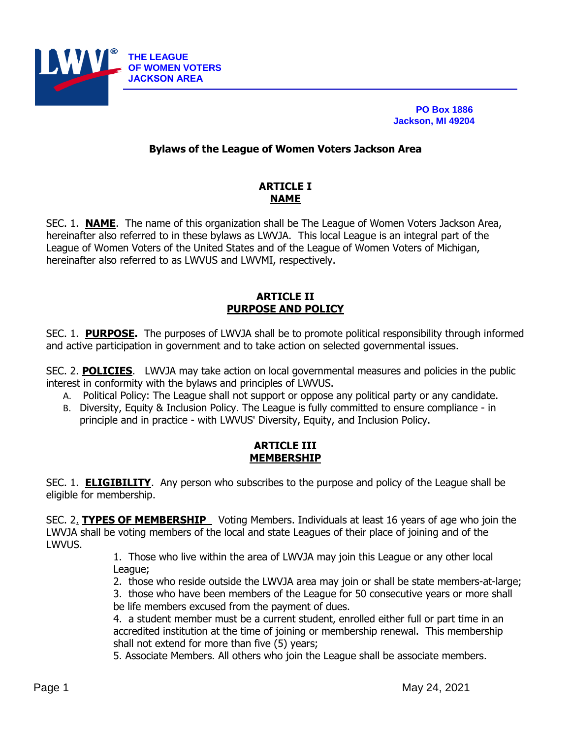THE LEAGUE
OF WOMEN VOTERS
JACKSON AREA

PO Box 1886
Jackson, MI 49204

# Bylaws of the League of Women Voters Jackson Area

## ARTICLE I
## NAME

SEC. 1. **NAME**. The name of this organization shall be The League of Women Voters Jackson Area, hereinafter also referred to in these bylaws as LWVJA. This local League is an integral part of the League of Women Voters of the United States and of the League of Women Voters of Michigan, hereinafter also referred to as LWVUS and LWVMI, respectively.

## ARTICLE II
## PURPOSE AND POLICY

SEC. 1. **PURPOSE.** The purposes of LWVJA shall be to promote political responsibility through informed and active participation in government and to take action on selected governmental issues.

SEC. 2. **POLICIES**. LWVJA may take action on local governmental measures and policies in the public interest in conformity with the bylaws and principles of LWVUS.

A. Political Policy: The League shall not support or oppose any political party or any candidate.
B. Diversity, Equity & Inclusion Policy. The League is fully committed to ensure compliance - in principle and in practice - with LWVUS' Diversity, Equity, and Inclusion Policy.

## ARTICLE III
## MEMBERSHIP

SEC. 1. **ELIGIBILITY**. Any person who subscribes to the purpose and policy of the League shall be eligible for membership.

SEC. 2. **TYPES OF MEMBERSHIP** Voting Members. Individuals at least 16 years of age who join the LWVJA shall be voting members of the local and state Leagues of their place of joining and of the LWVUS.

1. Those who live within the area of LWVJA may join this League or any other local League;
2. those who reside outside the LWVJA area may join or shall be state members-at-large;
3. those who have been members of the League for 50 consecutive years or more shall be life members excused from the payment of dues.
4. a student member must be a current student, enrolled either full or part time in an accredited institution at the time of joining or membership renewal. This membership shall not extend for more than five (5) years;
5. Associate Members. All others who join the League shall be associate members.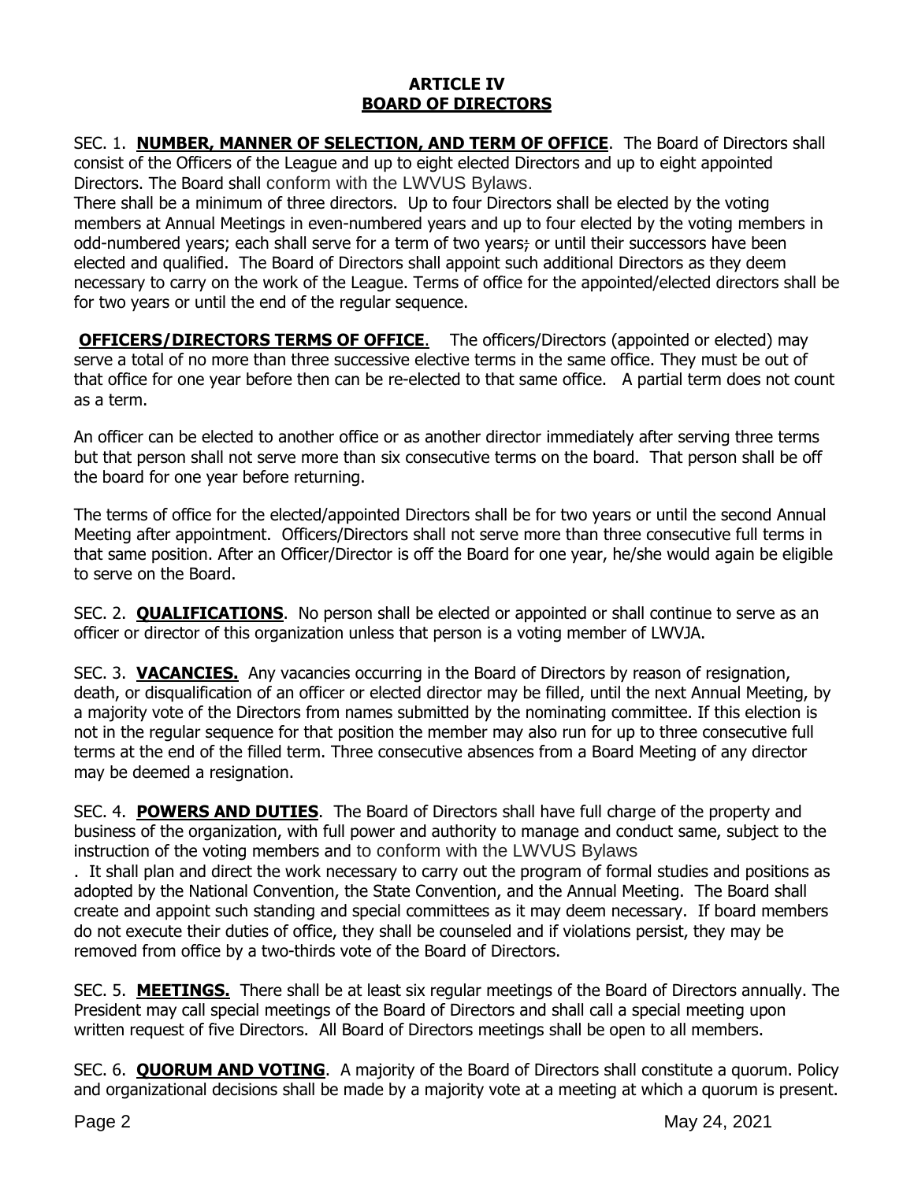## ARTICLE IV
## BOARD OF DIRECTORS

SEC. 1. **NUMBER, MANNER OF SELECTION, AND TERM OF OFFICE**. The Board of Directors shall consist of the Officers of the League and up to eight elected Directors and up to eight appointed Directors. The Board shall conform with the LWVUS Bylaws.
There shall be a minimum of three directors. Up to four Directors shall be elected by the voting members at Annual Meetings in even-numbered years and up to four elected by the voting members in odd-numbered years; each shall serve for a term of two years; or until their successors have been elected and qualified. The Board of Directors shall appoint such additional Directors as they deem necessary to carry on the work of the League. Terms of office for the appointed/elected directors shall be for two years or until the end of the regular sequence.

**OFFICERS/DIRECTORS TERMS OF OFFICE**. The officers/Directors (appointed or elected) may serve a total of no more than three successive elective terms in the same office. They must be out of that office for one year before then can be re-elected to that same office. A partial term does not count as a term.

An officer can be elected to another office or as another director immediately after serving three terms but that person shall not serve more than six consecutive terms on the board. That person shall be off the board for one year before returning.

The terms of office for the elected/appointed Directors shall be for two years or until the second Annual Meeting after appointment. Officers/Directors shall not serve more than three consecutive full terms in that same position. After an Officer/Director is off the Board for one year, he/she would again be eligible to serve on the Board.

SEC. 2. **QUALIFICATIONS**. No person shall be elected or appointed or shall continue to serve as an officer or director of this organization unless that person is a voting member of LWVJA.

SEC. 3. **VACANCIES.** Any vacancies occurring in the Board of Directors by reason of resignation, death, or disqualification of an officer or elected director may be filled, until the next Annual Meeting, by a majority vote of the Directors from names submitted by the nominating committee. If this election is not in the regular sequence for that position the member may also run for up to three consecutive full terms at the end of the filled term. Three consecutive absences from a Board Meeting of any director may be deemed a resignation.

SEC. 4. **POWERS AND DUTIES**. The Board of Directors shall have full charge of the property and business of the organization, with full power and authority to manage and conduct same, subject to the instruction of the voting members and to conform with the LWVUS Bylaws
. It shall plan and direct the work necessary to carry out the program of formal studies and positions as adopted by the National Convention, the State Convention, and the Annual Meeting. The Board shall create and appoint such standing and special committees as it may deem necessary. If board members do not execute their duties of office, they shall be counseled and if violations persist, they may be removed from office by a two-thirds vote of the Board of Directors.

SEC. 5. **MEETINGS.** There shall be at least six regular meetings of the Board of Directors annually. The President may call special meetings of the Board of Directors and shall call a special meeting upon written request of five Directors. All Board of Directors meetings shall be open to all members.

SEC. 6. **QUORUM AND VOTING**. A majority of the Board of Directors shall constitute a quorum. Policy and organizational decisions shall be made by a majority vote at a meeting at which a quorum is present.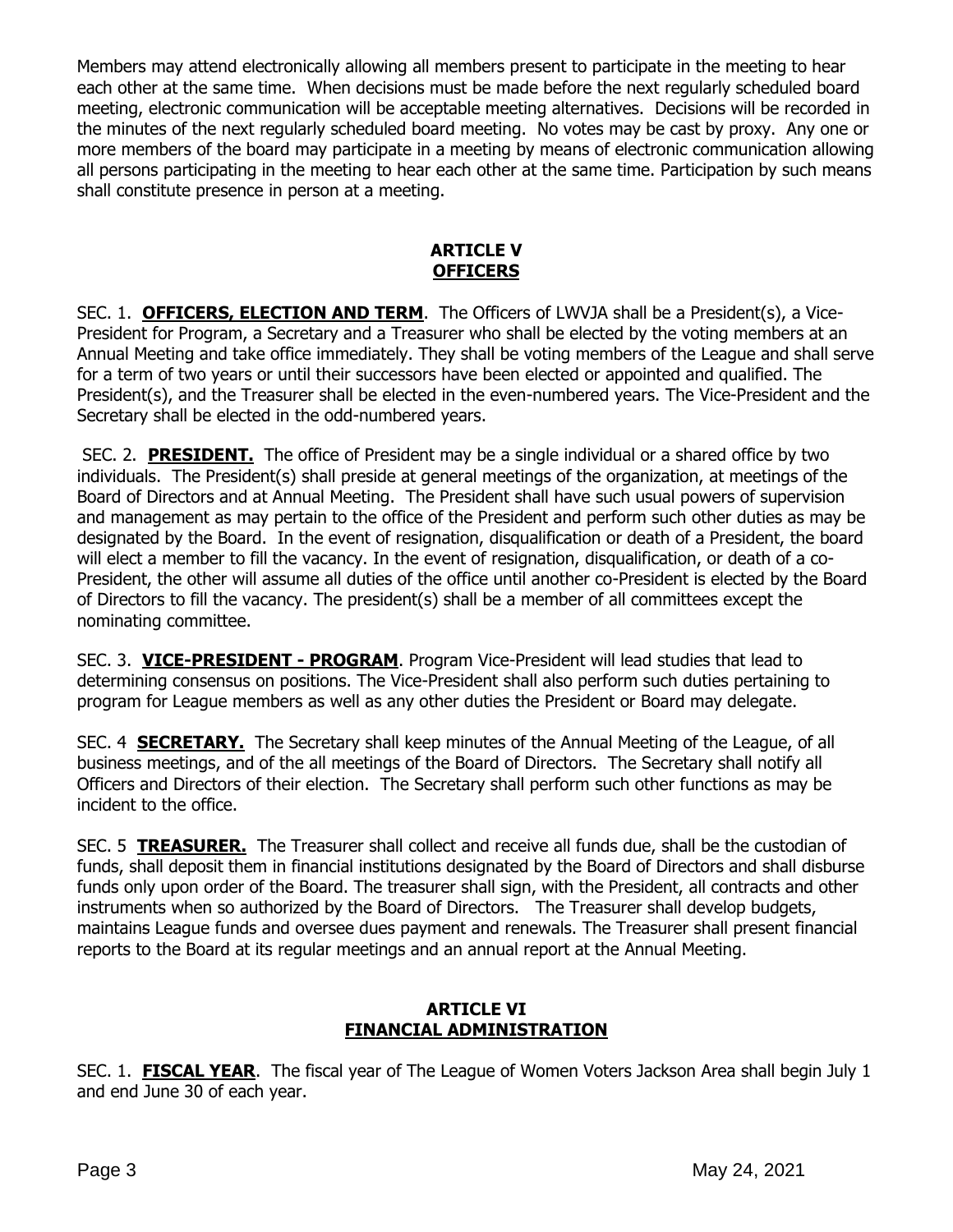Members may attend electronically allowing all members present to participate in the meeting to hear each other at the same time. When decisions must be made before the next regularly scheduled board meeting, electronic communication will be acceptable meeting alternatives. Decisions will be recorded in the minutes of the next regularly scheduled board meeting. No votes may be cast by proxy. Any one or more members of the board may participate in a meeting by means of electronic communication allowing all persons participating in the meeting to hear each other at the same time. Participation by such means shall constitute presence in person at a meeting.

## ARTICLE V
## OFFICERS

SEC. 1. **OFFICERS, ELECTION AND TERM**. The Officers of LWVJA shall be a President(s), a Vice-President for Program, a Secretary and a Treasurer who shall be elected by the voting members at an Annual Meeting and take office immediately. They shall be voting members of the League and shall serve for a term of two years or until their successors have been elected or appointed and qualified. The President(s), and the Treasurer shall be elected in the even-numbered years. The Vice-President and the Secretary shall be elected in the odd-numbered years.

SEC. 2. **PRESIDENT.** The office of President may be a single individual or a shared office by two individuals. The President(s) shall preside at general meetings of the organization, at meetings of the Board of Directors and at Annual Meeting. The President shall have such usual powers of supervision and management as may pertain to the office of the President and perform such other duties as may be designated by the Board. In the event of resignation, disqualification or death of a President, the board will elect a member to fill the vacancy. In the event of resignation, disqualification, or death of a co-President, the other will assume all duties of the office until another co-President is elected by the Board of Directors to fill the vacancy. The president(s) shall be a member of all committees except the nominating committee.

SEC. 3. **VICE-PRESIDENT - PROGRAM**. Program Vice-President will lead studies that lead to determining consensus on positions. The Vice-President shall also perform such duties pertaining to program for League members as well as any other duties the President or Board may delegate.

SEC. 4 **SECRETARY.** The Secretary shall keep minutes of the Annual Meeting of the League, of all business meetings, and of the all meetings of the Board of Directors. The Secretary shall notify all Officers and Directors of their election. The Secretary shall perform such other functions as may be incident to the office.

SEC. 5 **TREASURER.** The Treasurer shall collect and receive all funds due, shall be the custodian of funds, shall deposit them in financial institutions designated by the Board of Directors and shall disburse funds only upon order of the Board. The treasurer shall sign, with the President, all contracts and other instruments when so authorized by the Board of Directors. The Treasurer shall develop budgets, maintains League funds and oversee dues payment and renewals. The Treasurer shall present financial reports to the Board at its regular meetings and an annual report at the Annual Meeting.

## ARTICLE VI
## FINANCIAL ADMINISTRATION

SEC. 1. **FISCAL YEAR**. The fiscal year of The League of Women Voters Jackson Area shall begin July 1 and end June 30 of each year.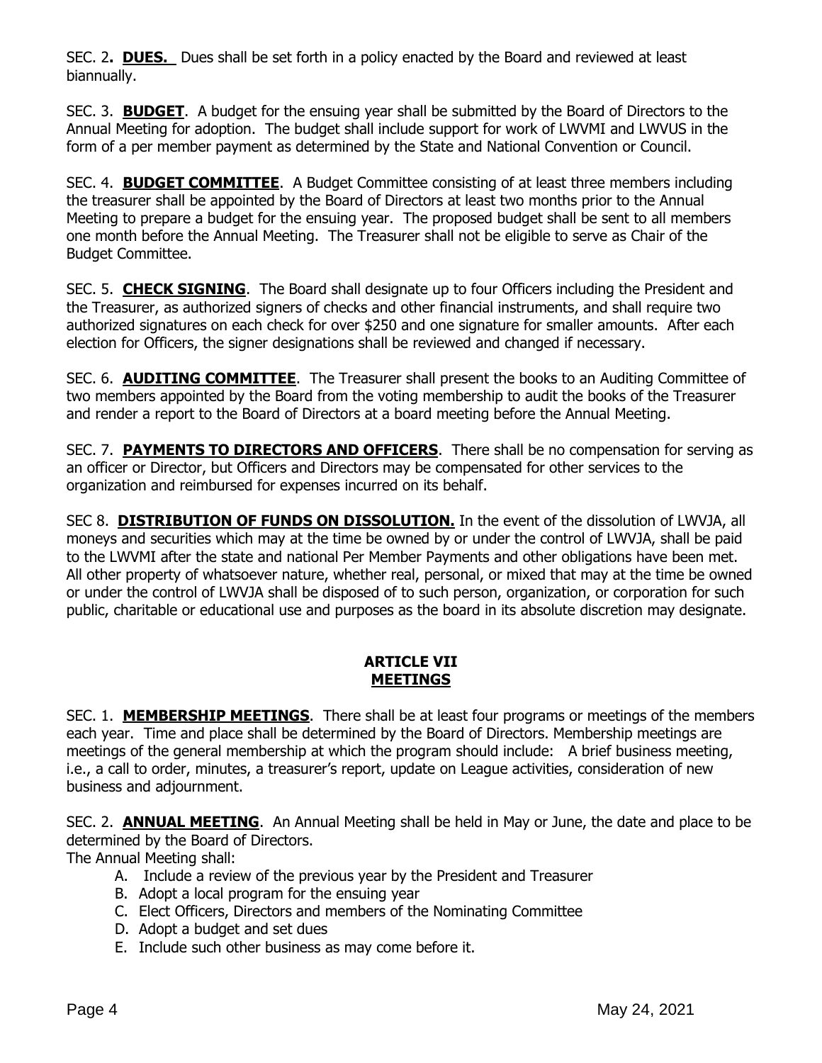SEC. 2**. <u>**DUES.**</u> Dues shall be set forth in a policy enacted by the Board and reviewed at least biannually.

SEC. 3. <u>**BUDGET**</u>. A budget for the ensuing year shall be submitted by the Board of Directors to the Annual Meeting for adoption. The budget shall include support for work of LWVMI and LWVUS in the form of a per member payment as determined by the State and National Convention or Council.

SEC. 4. <u>**BUDGET COMMITTEE**</u>. A Budget Committee consisting of at least three members including the treasurer shall be appointed by the Board of Directors at least two months prior to the Annual Meeting to prepare a budget for the ensuing year. The proposed budget shall be sent to all members one month before the Annual Meeting. The Treasurer shall not be eligible to serve as Chair of the Budget Committee.

SEC. 5. <u>**CHECK SIGNING**</u>. The Board shall designate up to four Officers including the President and the Treasurer, as authorized signers of checks and other financial instruments, and shall require two authorized signatures on each check for over $250 and one signature for smaller amounts. After each election for Officers, the signer designations shall be reviewed and changed if necessary.

SEC. 6. <u>**AUDITING COMMITTEE**</u>. The Treasurer shall present the books to an Auditing Committee of two members appointed by the Board from the voting membership to audit the books of the Treasurer and render a report to the Board of Directors at a board meeting before the Annual Meeting.

SEC. 7. <u>**PAYMENTS TO DIRECTORS AND OFFICERS**</u>. There shall be no compensation for serving as an officer or Director, but Officers and Directors may be compensated for other services to the organization and reimbursed for expenses incurred on its behalf.

SEC 8. <u>**DISTRIBUTION OF FUNDS ON DISSOLUTION.**</u> In the event of the dissolution of LWVJA, all moneys and securities which may at the time be owned by or under the control of LWVJA, shall be paid to the LWVMI after the state and national Per Member Payments and other obligations have been met. All other property of whatsoever nature, whether real, personal, or mixed that may at the time be owned or under the control of LWVJA shall be disposed of to such person, organization, or corporation for such public, charitable or educational use and purposes as the board in its absolute discretion may designate.

## ARTICLE VII
## <u>MEETINGS</u>

SEC. 1. <u>**MEMBERSHIP MEETINGS**</u>. There shall be at least four programs or meetings of the members each year. Time and place shall be determined by the Board of Directors. Membership meetings are meetings of the general membership at which the program should include: A brief business meeting, i.e., a call to order, minutes, a treasurer's report, update on League activities, consideration of new business and adjournment.

SEC. 2. <u>**ANNUAL MEETING**</u>. An Annual Meeting shall be held in May or June, the date and place to be determined by the Board of Directors.

The Annual Meeting shall:

A. Include a review of the previous year by the President and Treasurer
B. Adopt a local program for the ensuing year
C. Elect Officers, Directors and members of the Nominating Committee
D. Adopt a budget and set dues
E. Include such other business as may come before it.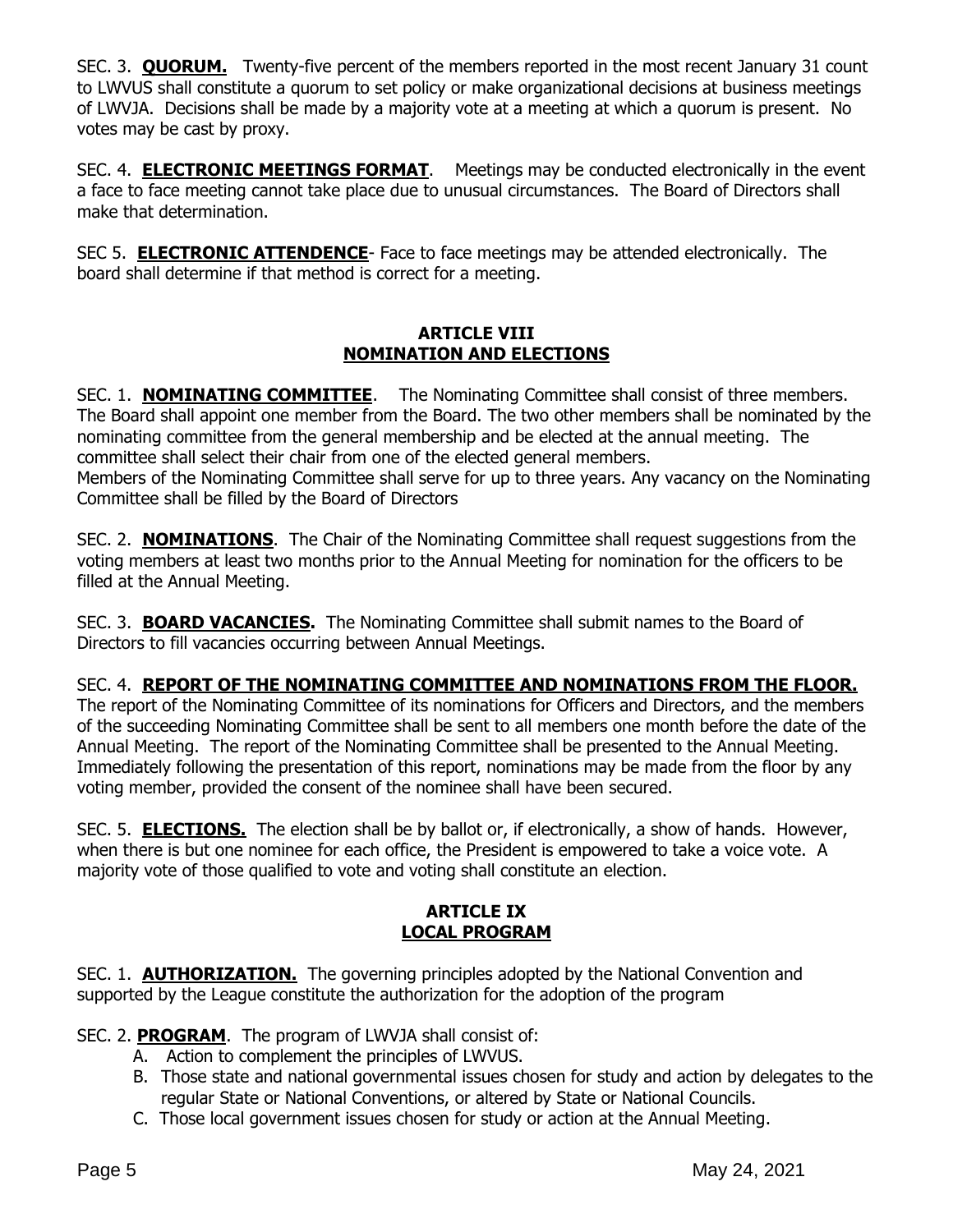SEC. 3. **QUORUM.** Twenty-five percent of the members reported in the most recent January 31 count to LWVUS shall constitute a quorum to set policy or make organizational decisions at business meetings of LWVJA. Decisions shall be made by a majority vote at a meeting at which a quorum is present. No votes may be cast by proxy.

SEC. 4. **ELECTRONIC MEETINGS FORMAT**. Meetings may be conducted electronically in the event a face to face meeting cannot take place due to unusual circumstances. The Board of Directors shall make that determination.

SEC 5. **ELECTRONIC ATTENDENCE**- Face to face meetings may be attended electronically. The board shall determine if that method is correct for a meeting.

## ARTICLE VIII
## NOMINATION AND ELECTIONS

SEC. 1. **NOMINATING COMMITTEE**. The Nominating Committee shall consist of three members. The Board shall appoint one member from the Board. The two other members shall be nominated by the nominating committee from the general membership and be elected at the annual meeting. The committee shall select their chair from one of the elected general members.
Members of the Nominating Committee shall serve for up to three years. Any vacancy on the Nominating Committee shall be filled by the Board of Directors

SEC. 2. **NOMINATIONS**. The Chair of the Nominating Committee shall request suggestions from the voting members at least two months prior to the Annual Meeting for nomination for the officers to be filled at the Annual Meeting.

SEC. 3. **BOARD VACANCIES.** The Nominating Committee shall submit names to the Board of Directors to fill vacancies occurring between Annual Meetings.

SEC. 4. **REPORT OF THE NOMINATING COMMITTEE AND NOMINATIONS FROM THE FLOOR.**
The report of the Nominating Committee of its nominations for Officers and Directors, and the members of the succeeding Nominating Committee shall be sent to all members one month before the date of the Annual Meeting. The report of the Nominating Committee shall be presented to the Annual Meeting. Immediately following the presentation of this report, nominations may be made from the floor by any voting member, provided the consent of the nominee shall have been secured.

SEC. 5. **ELECTIONS.** The election shall be by ballot or, if electronically, a show of hands. However, when there is but one nominee for each office, the President is empowered to take a voice vote. A majority vote of those qualified to vote and voting shall constitute an election.

## ARTICLE IX
## LOCAL PROGRAM

SEC. 1. **AUTHORIZATION.** The governing principles adopted by the National Convention and supported by the League constitute the authorization for the adoption of the program

SEC. 2. **PROGRAM**. The program of LWVJA shall consist of:

A. Action to complement the principles of LWVUS.
B. Those state and national governmental issues chosen for study and action by delegates to the regular State or National Conventions, or altered by State or National Councils.
C. Those local government issues chosen for study or action at the Annual Meeting.

May 24, 2021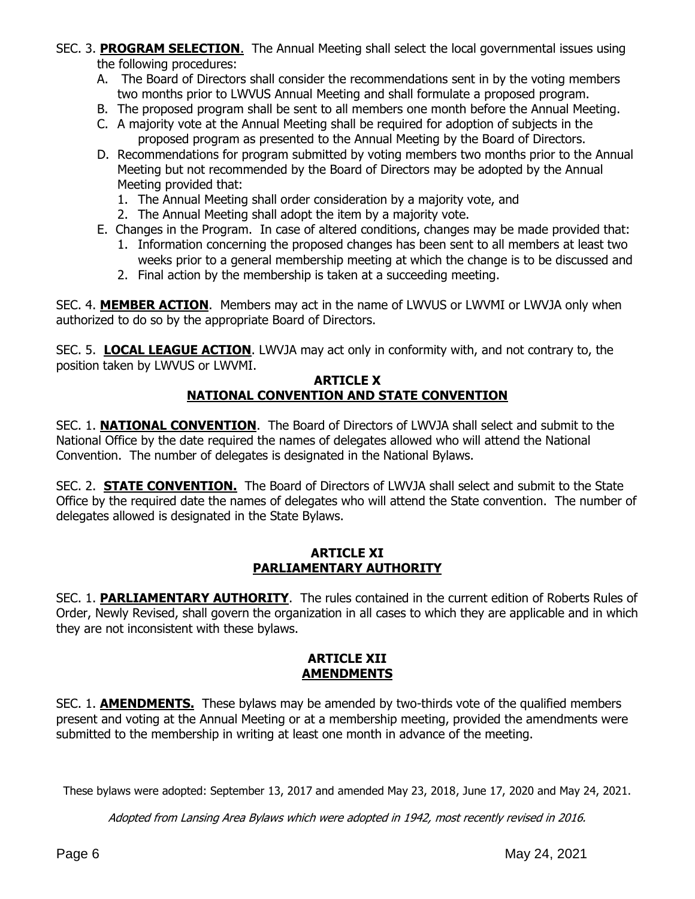SEC. 3. **PROGRAM SELECTION**. The Annual Meeting shall select the local governmental issues using the following procedures:

A. The Board of Directors shall consider the recommendations sent in by the voting members two months prior to LWVUS Annual Meeting and shall formulate a proposed program.
B. The proposed program shall be sent to all members one month before the Annual Meeting.
C. A majority vote at the Annual Meeting shall be required for adoption of subjects in the proposed program as presented to the Annual Meeting by the Board of Directors.
D. Recommendations for program submitted by voting members two months prior to the Annual Meeting but not recommended by the Board of Directors may be adopted by the Annual Meeting provided that:
   1. The Annual Meeting shall order consideration by a majority vote, and
   2. The Annual Meeting shall adopt the item by a majority vote.
E. Changes in the Program. In case of altered conditions, changes may be made provided that:
   1. Information concerning the proposed changes has been sent to all members at least two weeks prior to a general membership meeting at which the change is to be discussed and
   2. Final action by the membership is taken at a succeeding meeting.

SEC. 4. **MEMBER ACTION**. Members may act in the name of LWVUS or LWVMI or LWVJA only when authorized to do so by the appropriate Board of Directors.

SEC. 5. **LOCAL LEAGUE ACTION**. LWVJA may act only in conformity with, and not contrary to, the position taken by LWVUS or LWVMI.

## ARTICLE X
## NATIONAL CONVENTION AND STATE CONVENTION

SEC. 1. **NATIONAL CONVENTION**. The Board of Directors of LWVJA shall select and submit to the National Office by the date required the names of delegates allowed who will attend the National Convention. The number of delegates is designated in the National Bylaws.

SEC. 2. **STATE CONVENTION.** The Board of Directors of LWVJA shall select and submit to the State Office by the required date the names of delegates who will attend the State convention. The number of delegates allowed is designated in the State Bylaws.

## ARTICLE XI
## PARLIAMENTARY AUTHORITY

SEC. 1. **PARLIAMENTARY AUTHORITY**. The rules contained in the current edition of Roberts Rules of Order, Newly Revised, shall govern the organization in all cases to which they are applicable and in which they are not inconsistent with these bylaws.

## ARTICLE XII
## AMENDMENTS

SEC. 1. **AMENDMENTS.** These bylaws may be amended by two-thirds vote of the qualified members present and voting at the Annual Meeting or at a membership meeting, provided the amendments were submitted to the membership in writing at least one month in advance of the meeting.

These bylaws were adopted: September 13, 2017 and amended May 23, 2018, June 17, 2020 and May 24, 2021.

*Adopted from Lansing Area Bylaws which were adopted in 1942, most recently revised in 2016.*